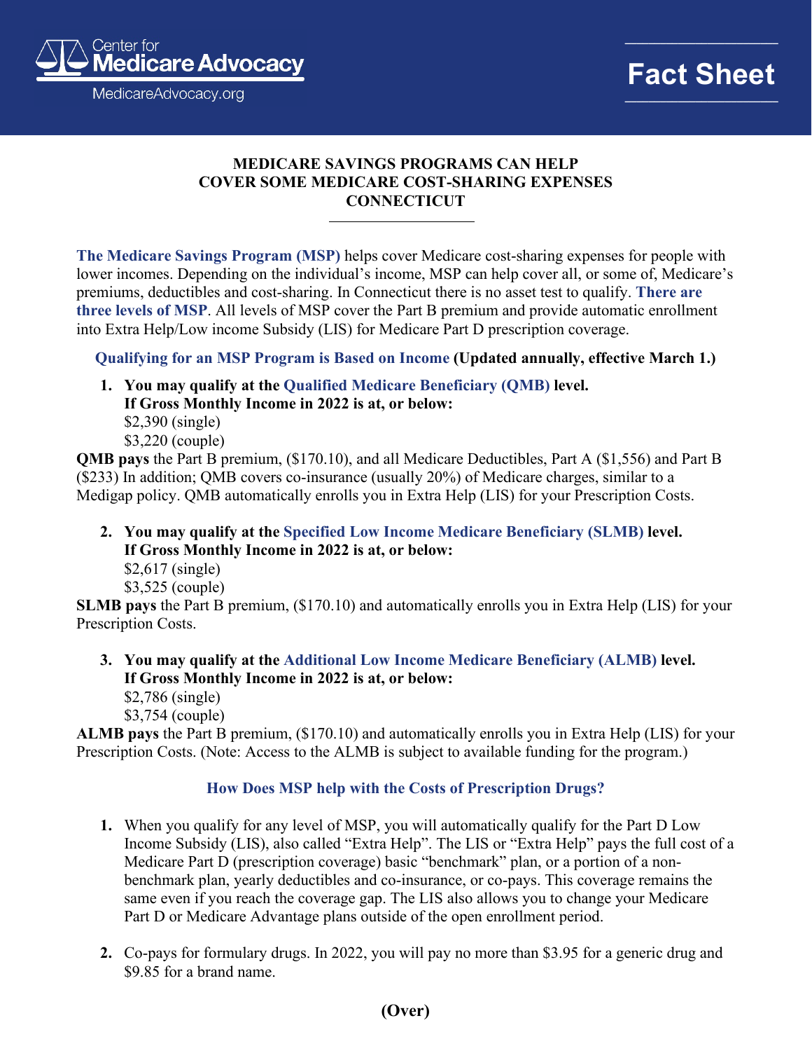Center for Medicare Advocacy
MedicareAdvocacy.org

**Fact Sheet**

# MEDICARE SAVINGS PROGRAMS CAN HELP COVER SOME MEDICARE COST-SHARING EXPENSES CONNECTICUT

**The Medicare Savings Program (MSP)** helps cover Medicare cost-sharing expenses for people with lower incomes. Depending on the individual's income, MSP can help cover all, or some of, Medicare's premiums, deductibles and cost-sharing. In Connecticut there is no asset test to qualify. **There are three levels of MSP**. All levels of MSP cover the Part B premium and provide automatic enrollment into Extra Help/Low income Subsidy (LIS) for Medicare Part D prescription coverage.

## Qualifying for an MSP Program is Based on Income (Updated annually, effective March 1.)

1. **You may qualify at the Qualified Medicare Beneficiary (QMB) level.**
   **If Gross Monthly Income in 2022 is at, or below:**
   $2,390 (single)
   $3,220 (couple)

**QMB pays** the Part B premium, ($170.10), and all Medicare Deductibles, Part A ($1,556) and Part B ($233) In addition; QMB covers co-insurance (usually 20%) of Medicare charges, similar to a Medigap policy. QMB automatically enrolls you in Extra Help (LIS) for your Prescription Costs.

2. **You may qualify at the Specified Low Income Medicare Beneficiary (SLMB) level.**
   **If Gross Monthly Income in 2022 is at, or below:**
   $2,617 (single)
   $3,525 (couple)

**SLMB pays** the Part B premium, ($170.10) and automatically enrolls you in Extra Help (LIS) for your Prescription Costs.

3. **You may qualify at the Additional Low Income Medicare Beneficiary (ALMB) level.**
   **If Gross Monthly Income in 2022 is at, or below:**
   $2,786 (single)
   $3,754 (couple)

**ALMB pays** the Part B premium, ($170.10) and automatically enrolls you in Extra Help (LIS) for your Prescription Costs. (Note: Access to the ALMB is subject to available funding for the program.)

## How Does MSP help with the Costs of Prescription Drugs?

1. When you qualify for any level of MSP, you will automatically qualify for the Part D Low Income Subsidy (LIS), also called "Extra Help". The LIS or "Extra Help" pays the full cost of a Medicare Part D (prescription coverage) basic "benchmark" plan, or a portion of a non-benchmark plan, yearly deductibles and co-insurance, or co-pays. This coverage remains the same even if you reach the coverage gap. The LIS also allows you to change your Medicare Part D or Medicare Advantage plans outside of the open enrollment period.

2. Co-pays for formulary drugs. In 2022, you will pay no more than $3.95 for a generic drug and $9.85 for a brand name.

**(Over)**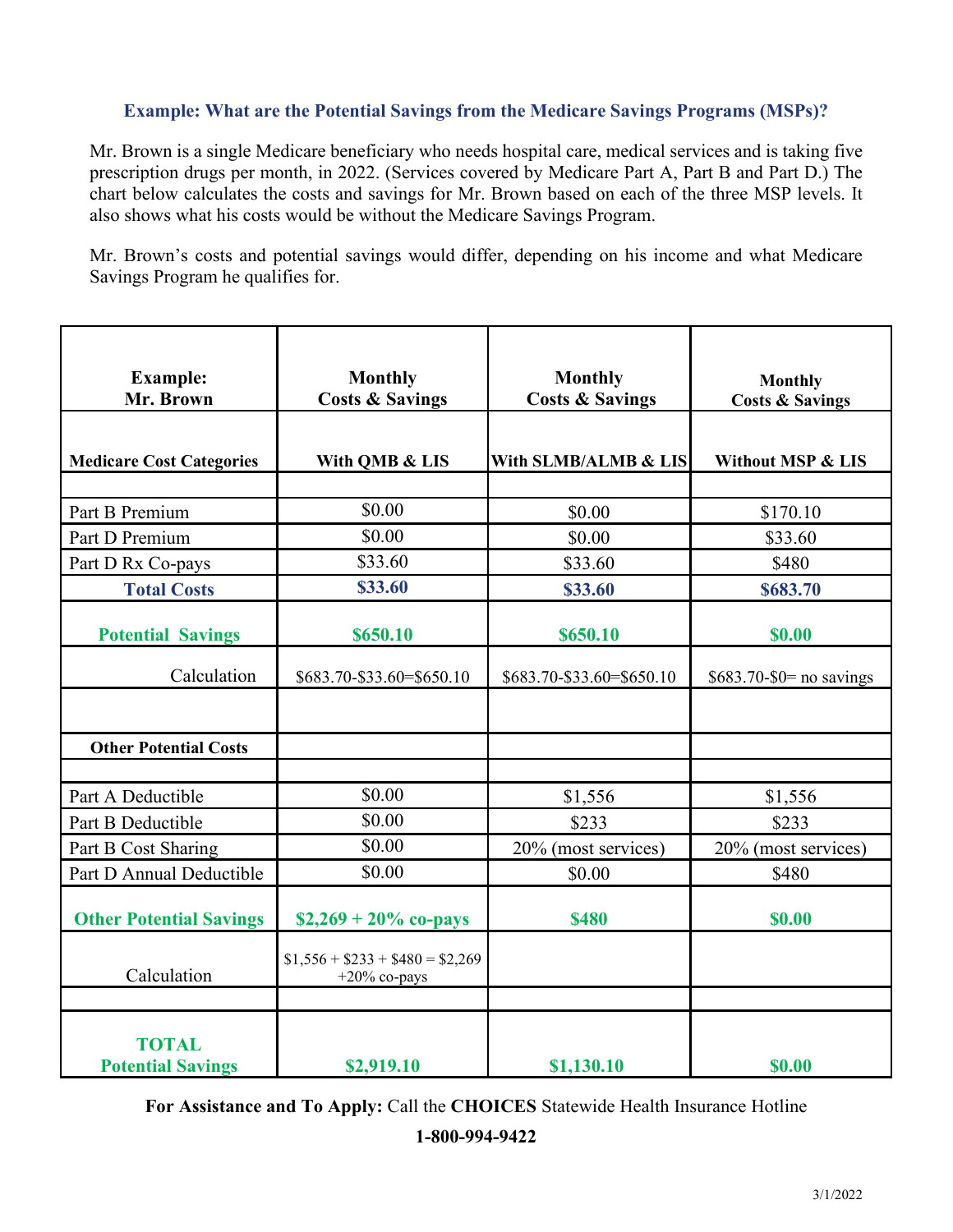### Example: What are the Potential Savings from the Medicare Savings Programs (MSPs)?

Mr. Brown is a single Medicare beneficiary who needs hospital care, medical services and is taking five prescription drugs per month, in 2022. (Services covered by Medicare Part A, Part B and Part D.) The chart below calculates the costs and savings for Mr. Brown based on each of the three MSP levels. It also shows what his costs would be without the Medicare Savings Program.

Mr. Brown's costs and potential savings would differ, depending on his income and what Medicare Savings Program he qualifies for.

| **Example: Mr. Brown** | **Monthly Costs & Savings** | **Monthly Costs & Savings** | **Monthly Costs & Savings** |
|---|---|---|---|
| **Medicare Cost Categories** | **With QMB & LIS** | **With SLMB/ALMB & LIS** | **Without MSP & LIS** |
| | | | |
| Part B Premium | $0.00 | $0.00 | $170.10 |
| Part D Premium | $0.00 | $0.00 | $33.60 |
| Part D Rx Co-pays | $33.60 | $33.60 | $480 |
| **Total Costs** | **$33.60** | **$33.60** | **$683.70** |
| **Potential Savings** | **$650.10** | **$650.10** | **$0.00** |
| Calculation | $683.70-$33.60=$650.10 | $683.70-$33.60=$650.10 | $683.70-$0= no savings |
| | | | |
| **Other Potential Costs** | | | |
| | | | |
| Part A Deductible | $0.00 | $1,556 | $1,556 |
| Part B Deductible | $0.00 | $233 | $233 |
| Part B Cost Sharing | $0.00 | 20% (most services) | 20% (most services) |
| Part D Annual Deductible | $0.00 | $0.00 | $480 |
| **Other Potential Savings** | **$2,269 + 20% co-pays** | **$480** | **$0.00** |
| Calculation | $1,556 + $233 + $480 = $2,269 +20% co-pays | | |
| | | | |
| **TOTAL Potential Savings** | **$2,919.10** | **$1,130.10** | **$0.00** |

**For Assistance and To Apply:** Call the **CHOICES** Statewide Health Insurance Hotline

**1-800-994-9422**

3/1/2022